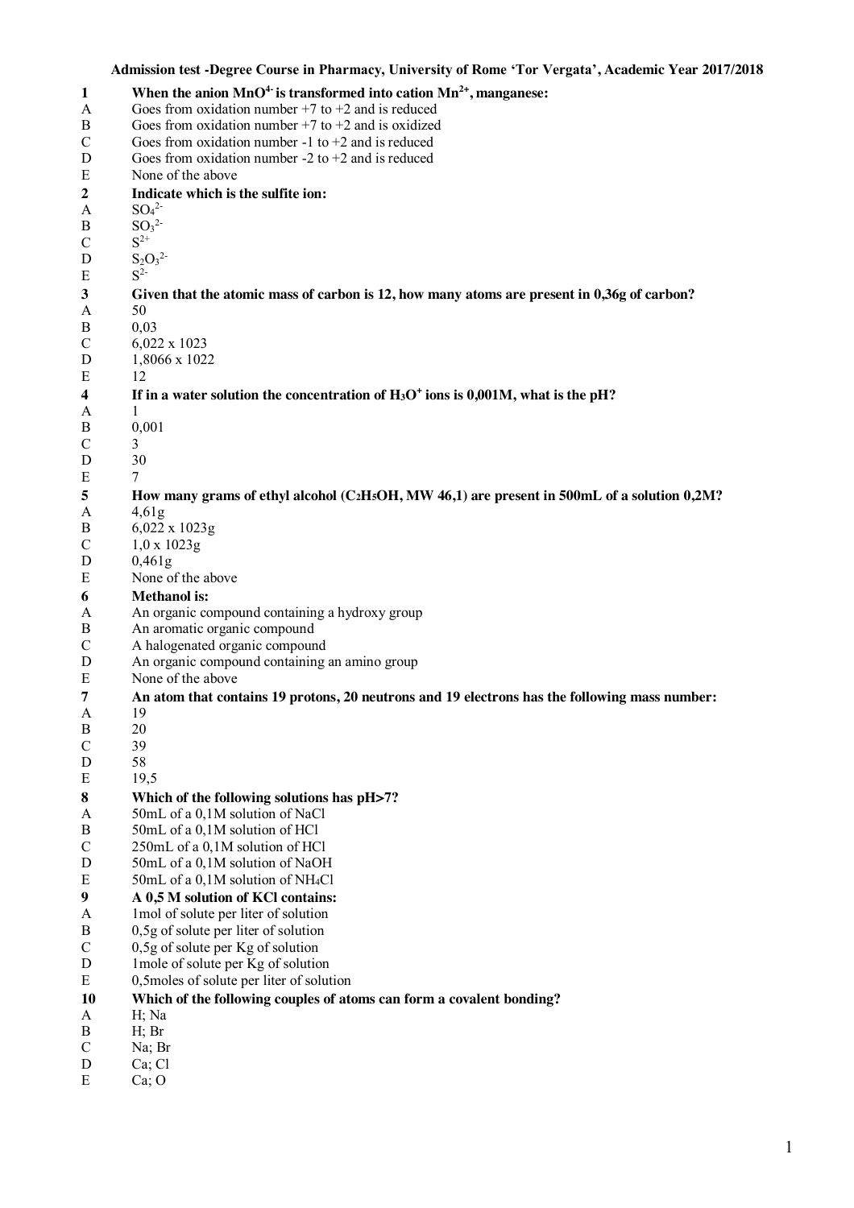**Admission test -Degree Course in Pharmacy, University of Rome 'Tor Vergata', Academic Year 2017/2018**

**1 When the anion $MnO^{4-}$ is transformed into cation $Mn^{2+}$, manganese:**

A Goes from oxidation number +7 to +2 and is reduced
B Goes from oxidation number +7 to +2 and is oxidized
C Goes from oxidation number -1 to +2 and is reduced
D Goes from oxidation number -2 to +2 and is reduced
E None of the above

**2 Indicate which is the sulfite ion:**

A $SO_4^{2-}$
B $SO_3^{2-}$
C $S^{2+}$
D $S_2O_3^{2-}$
E $S^{2-}$

**3 Given that the atomic mass of carbon is 12, how many atoms are present in 0,36g of carbon?**

A 50
B 0,03
C 6,022 x 1023
D 1,8066 x 1022
E 12

**4 If in a water solution the concentration of $H_3O^+$ ions is 0,001M, what is the pH?**

A 1
B 0,001
C 3
D 30
E 7

**5 How many grams of ethyl alcohol ($C_2H_5OH$, MW 46,1) are present in 500mL of a solution 0,2M?**

A 4,61g
B 6,022 x 1023g
C 1,0 x 1023g
D 0,461g
E None of the above

**6 Methanol is:**

A An organic compound containing a hydroxy group
B An aromatic organic compound
C A halogenated organic compound
D An organic compound containing an amino group
E None of the above

**7 An atom that contains 19 protons, 20 neutrons and 19 electrons has the following mass number:**

A 19
B 20
C 39
D 58
E 19,5

**8 Which of the following solutions has pH>7?**

A 50mL of a 0,1M solution of NaCl
B 50mL of a 0,1M solution of HCl
C 250mL of a 0,1M solution of HCl
D 50mL of a 0,1M solution of NaOH
E 50mL of a 0,1M solution of $NH_4Cl$

**9 A 0,5 M solution of KCl contains:**

A 1mol of solute per liter of solution
B 0,5g of solute per liter of solution
C 0,5g of solute per Kg of solution
D 1mole of solute per Kg of solution
E 0,5moles of solute per liter of solution

**10 Which of the following couples of atoms can form a covalent bonding?**

A H; Na
B H; Br
C Na; Br
D Ca; Cl
E Ca; O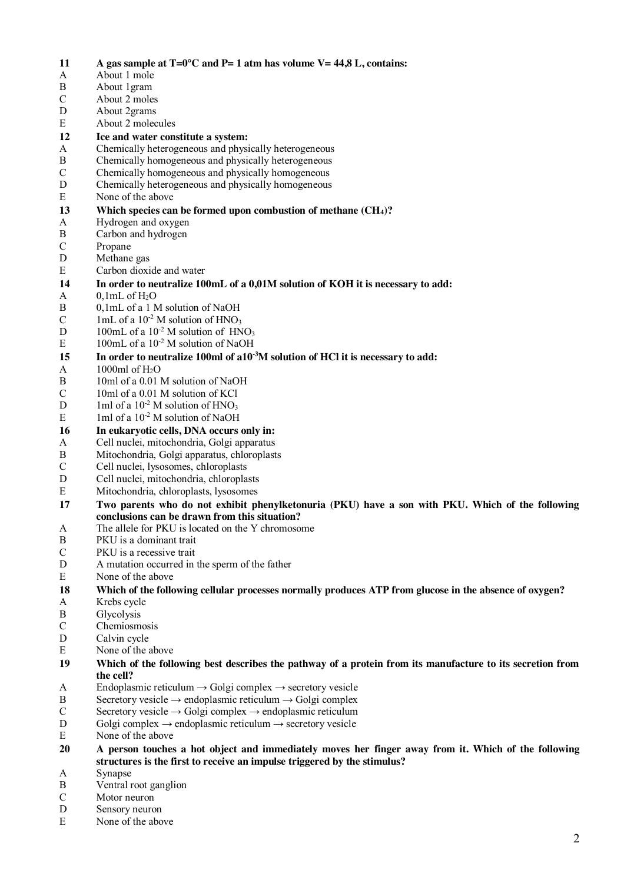**11 A gas sample at T=0°C and P= 1 atm has volume V= 44,8 L, contains:**

A About 1 mole
B About 1gram
C About 2 moles
D About 2grams
E About 2 molecules

**12 Ice and water constitute a system:**

A Chemically heterogeneous and physically heterogeneous
B Chemically homogeneous and physically heterogeneous
C Chemically homogeneous and physically homogeneous
D Chemically heterogeneous and physically homogeneous
E None of the above

**13 Which species can be formed upon combustion of methane ($CH_4$)?**

A Hydrogen and oxygen
B Carbon and hydrogen
C Propane
D Methane gas
E Carbon dioxide and water

**14 In order to neutralize 100mL of a 0,01M solution of KOH it is necessary to add:**

A 0,1mL of $H_2O$
B 0,1mL of a 1 M solution of NaOH
C 1mL of a $10^{-2}$ M solution of $HNO_3$
D 100mL of a $10^{-2}$ M solution of $HNO_3$
E 100mL of a $10^{-2}$ M solution of NaOH

**15 In order to neutralize 100ml of a$10^{-3}$M solution of HCl it is necessary to add:**

A 1000ml of $H_2O$
B 10ml of a 0.01 M solution of NaOH
C 10ml of a 0.01 M solution of KCl
D 1ml of a $10^{-2}$ M solution of $HNO_3$
E 1ml of a $10^{-2}$ M solution of NaOH

**16 In eukaryotic cells, DNA occurs only in:**

A Cell nuclei, mitochondria, Golgi apparatus
B Mitochondria, Golgi apparatus, chloroplasts
C Cell nuclei, lysosomes, chloroplasts
D Cell nuclei, mitochondria, chloroplasts
E Mitochondria, chloroplasts, lysosomes

**17 Two parents who do not exhibit phenylketonuria (PKU) have a son with PKU. Which of the following conclusions can be drawn from this situation?**

A The allele for PKU is located on the Y chromosome
B PKU is a dominant trait
C PKU is a recessive trait
D A mutation occurred in the sperm of the father
E None of the above

**18 Which of the following cellular processes normally produces ATP from glucose in the absence of oxygen?**

A Krebs cycle
B Glycolysis
C Chemiosmosis
D Calvin cycle
E None of the above

**19 Which of the following best describes the pathway of a protein from its manufacture to its secretion from the cell?**

A Endoplasmic reticulum → Golgi complex → secretory vesicle
B Secretory vesicle → endoplasmic reticulum → Golgi complex
C Secretory vesicle → Golgi complex → endoplasmic reticulum
D Golgi complex → endoplasmic reticulum → secretory vesicle
E None of the above

**20 A person touches a hot object and immediately moves her finger away from it. Which of the following structures is the first to receive an impulse triggered by the stimulus?**

A Synapse
B Ventral root ganglion
C Motor neuron
D Sensory neuron
E None of the above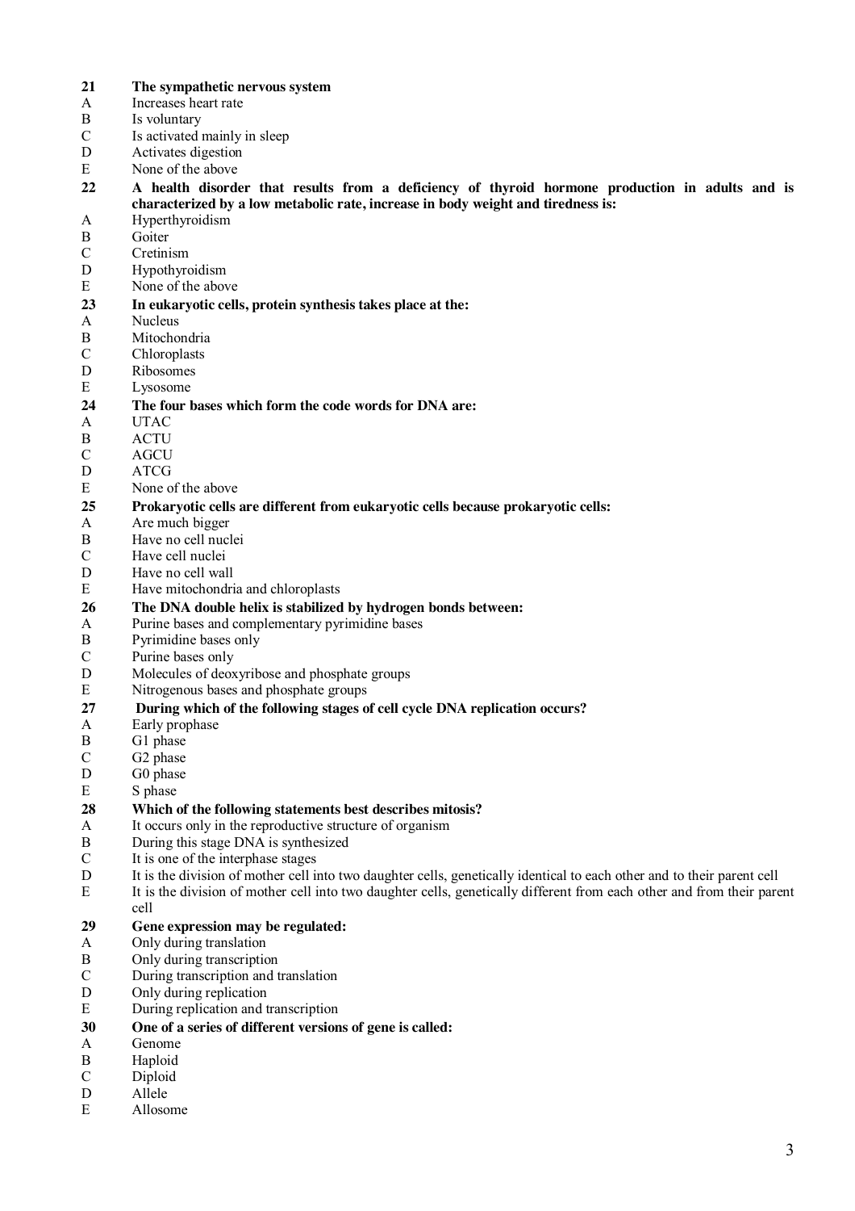**21 The sympathetic nervous system**

A Increases heart rate
B Is voluntary
C Is activated mainly in sleep
D Activates digestion
E None of the above

**22 A health disorder that results from a deficiency of thyroid hormone production in adults and is characterized by a low metabolic rate, increase in body weight and tiredness is:**

A Hyperthyroidism
B Goiter
C Cretinism
D Hypothyroidism
E None of the above

**23 In eukaryotic cells, protein synthesis takes place at the:**

A Nucleus
B Mitochondria
C Chloroplasts
D Ribosomes
E Lysosome

**24 The four bases which form the code words for DNA are:**

A UTAC
B ACTU
C AGCU
D ATCG
E None of the above

**25 Prokaryotic cells are different from eukaryotic cells because prokaryotic cells:**

A Are much bigger
B Have no cell nuclei
C Have cell nuclei
D Have no cell wall
E Have mitochondria and chloroplasts

**26 The DNA double helix is stabilized by hydrogen bonds between:**

A Purine bases and complementary pyrimidine bases
B Pyrimidine bases only
C Purine bases only
D Molecules of deoxyribose and phosphate groups
E Nitrogenous bases and phosphate groups

**27 During which of the following stages of cell cycle DNA replication occurs?**

A Early prophase
B G1 phase
C G2 phase
D G0 phase
E S phase

**28 Which of the following statements best describes mitosis?**

A It occurs only in the reproductive structure of organism
B During this stage DNA is synthesized
C It is one of the interphase stages
D It is the division of mother cell into two daughter cells, genetically identical to each other and to their parent cell
E It is the division of mother cell into two daughter cells, genetically different from each other and from their parent cell

**29 Gene expression may be regulated:**

A Only during translation
B Only during transcription
C During transcription and translation
D Only during replication
E During replication and transcription

**30 One of a series of different versions of gene is called:**

A Genome
B Haploid
C Diploid
D Allele
E Allosome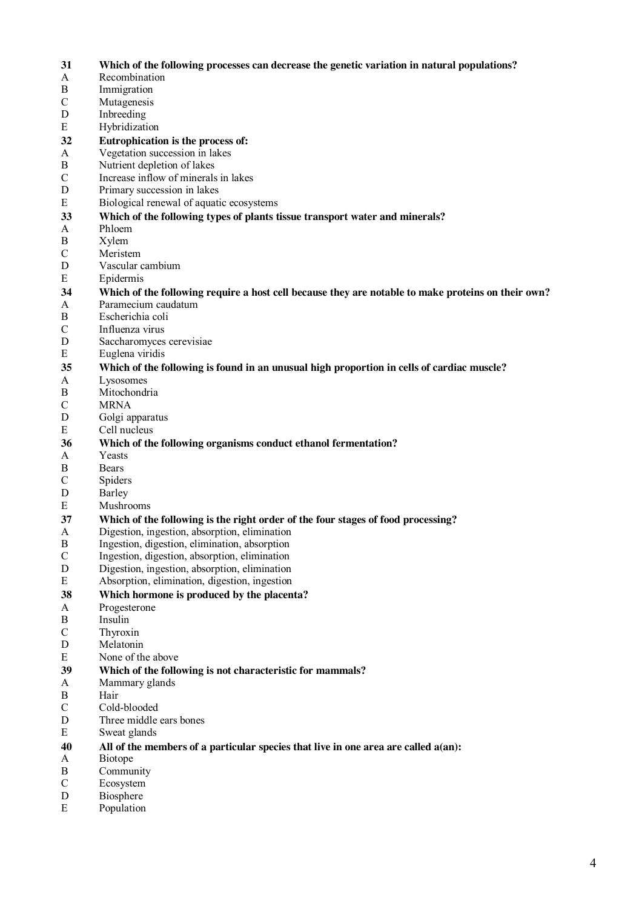**31 Which of the following processes can decrease the genetic variation in natural populations?**

A Recombination
B Immigration
C Mutagenesis
D Inbreeding
E Hybridization

**32 Eutrophication is the process of:**

A Vegetation succession in lakes
B Nutrient depletion of lakes
C Increase inflow of minerals in lakes
D Primary succession in lakes
E Biological renewal of aquatic ecosystems

**33 Which of the following types of plants tissue transport water and minerals?**

A Phloem
B Xylem
C Meristem
D Vascular cambium
E Epidermis

**34 Which of the following require a host cell because they are notable to make proteins on their own?**

A Paramecium caudatum
B Escherichia coli
C Influenza virus
D Saccharomyces cerevisiae
E Euglena viridis

**35 Which of the following is found in an unusual high proportion in cells of cardiac muscle?**

A Lysosomes
B Mitochondria
C MRNA
D Golgi apparatus
E Cell nucleus

**36 Which of the following organisms conduct ethanol fermentation?**

A Yeasts
B Bears
C Spiders
D Barley
E Mushrooms

**37 Which of the following is the right order of the four stages of food processing?**

A Digestion, ingestion, absorption, elimination
B Ingestion, digestion, elimination, absorption
C Ingestion, digestion, absorption, elimination
D Digestion, ingestion, absorption, elimination
E Absorption, elimination, digestion, ingestion

**38 Which hormone is produced by the placenta?**

A Progesterone
B Insulin
C Thyroxin
D Melatonin
E None of the above

**39 Which of the following is not characteristic for mammals?**

A Mammary glands
B Hair
C Cold-blooded
D Three middle ears bones
E Sweat glands

**40 All of the members of a particular species that live in one area are called a(an):**

A Biotope
B Community
C Ecosystem
D Biosphere
E Population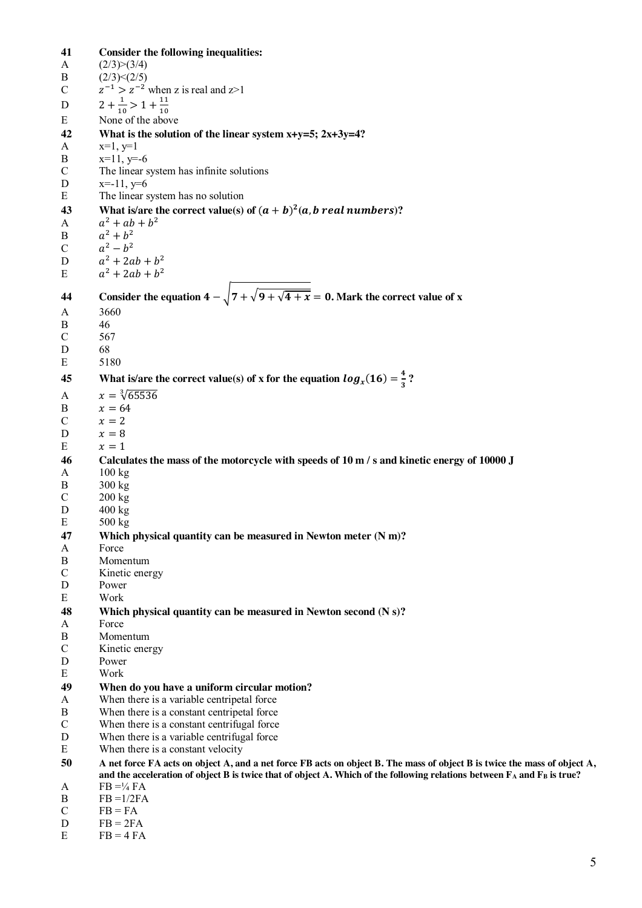**41** **Consider the following inequalities:**

A (2/3)>(3/4)

B (2/3)<(2/5)

C $z^{-1} > z^{-2}$ when z is real and z>1

D $2 + \frac{1}{10} > 1 + \frac{11}{10}$

E None of the above

**42** **What is the solution of the linear system x+y=5; 2x+3y=4?**

A x=1, y=1

B x=11, y=-6

C The linear system has infinite solutions

D x=-11, y=6

E The linear system has no solution

**43** **What is/are the correct value(s) of $(a+b)^2$ $(a, b$ real numbers$)$?**

A $a^2 + ab + b^2$

B $a^2 + b^2$

C $a^2 - b^2$

D $a^2 + 2ab + b^2$

E $a^2 + 2ab + b^2$

**44** **Consider the equation $4 - \sqrt{7 + \sqrt{9 + \sqrt{4 + x}}} = 0$. Mark the correct value of x**

A 3660

B 46

C 567

D 68

E 5180

**45** **What is/are the correct value(s) of x for the equation $log_x(16) = \frac{4}{3}$ ?**

A $x = \sqrt[3]{65536}$

B $x = 64$

C $x = 2$

D $x = 8$

E $x = 1$

**46** **Calculates the mass of the motorcycle with speeds of 10 m / s and kinetic energy of 10000 J**

A 100 kg

B 300 kg

C 200 kg

D 400 kg

E 500 kg

**47** **Which physical quantity can be measured in Newton meter (N m)?**

A Force

B Momentum

C Kinetic energy

D Power

E Work

**48** **Which physical quantity can be measured in Newton second (N s)?**

A Force

B Momentum

C Kinetic energy

D Power

E Work

**49** **When do you have a uniform circular motion?**

A When there is a variable centripetal force

B When there is a constant centripetal force

C When there is a constant centrifugal force

D When there is a variable centrifugal force

E When there is a constant velocity

**50** **A net force FA acts on object A, and a net force FB acts on object B. The mass of object B is twice the mass of object A, and the acceleration of object B is twice that of object A. Which of the following relations between $F_A$ and $F_B$ is true?**

A FB =¼ FA

B FB =1/2FA

C FB = FA

D FB = 2FA

E FB = 4 FA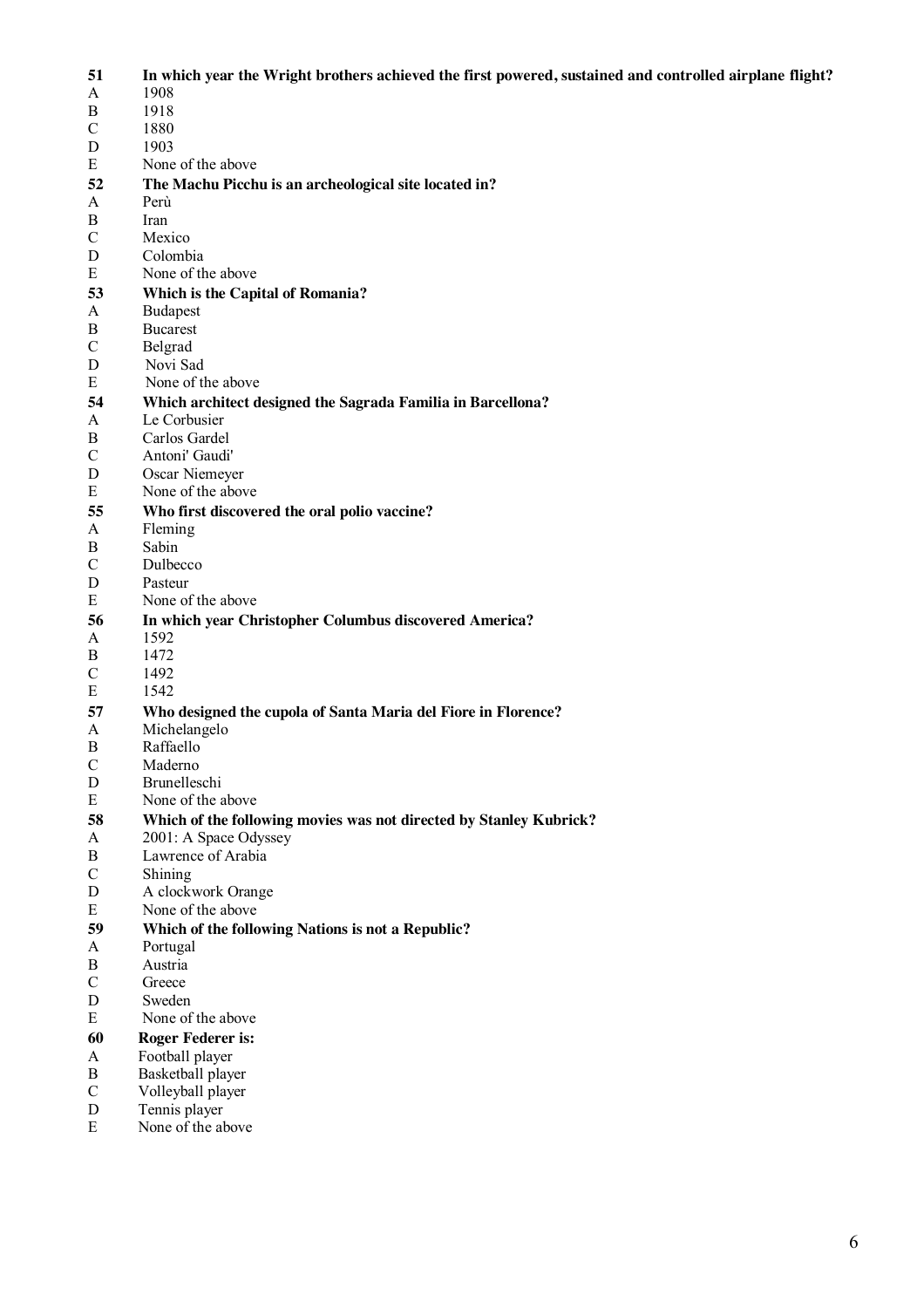**51 In which year the Wright brothers achieved the first powered, sustained and controlled airplane flight?**

A 1908
B 1918
C 1880
D 1903
E None of the above

**52 The Machu Picchu is an archeological site located in?**

A Perù
B Iran
C Mexico
D Colombia
E None of the above

**53 Which is the Capital of Romania?**

A Budapest
B Bucarest
C Belgrad
D Novi Sad
E None of the above

**54 Which architect designed the Sagrada Familia in Barcellona?**

A Le Corbusier
B Carlos Gardel
C Antoni' Gaudi'
D Oscar Niemeyer
E None of the above

**55 Who first discovered the oral polio vaccine?**

A Fleming
B Sabin
C Dulbecco
D Pasteur
E None of the above

**56 In which year Christopher Columbus discovered America?**

A 1592
B 1472
C 1492
E 1542

**57 Who designed the cupola of Santa Maria del Fiore in Florence?**

A Michelangelo
B Raffaello
C Maderno
D Brunelleschi
E None of the above

**58 Which of the following movies was not directed by Stanley Kubrick?**

A 2001: A Space Odyssey
B Lawrence of Arabia
C Shining
D A clockwork Orange
E None of the above

**59 Which of the following Nations is not a Republic?**

A Portugal
B Austria
C Greece
D Sweden
E None of the above

**60 Roger Federer is:**

A Football player
B Basketball player
C Volleyball player
D Tennis player
E None of the above